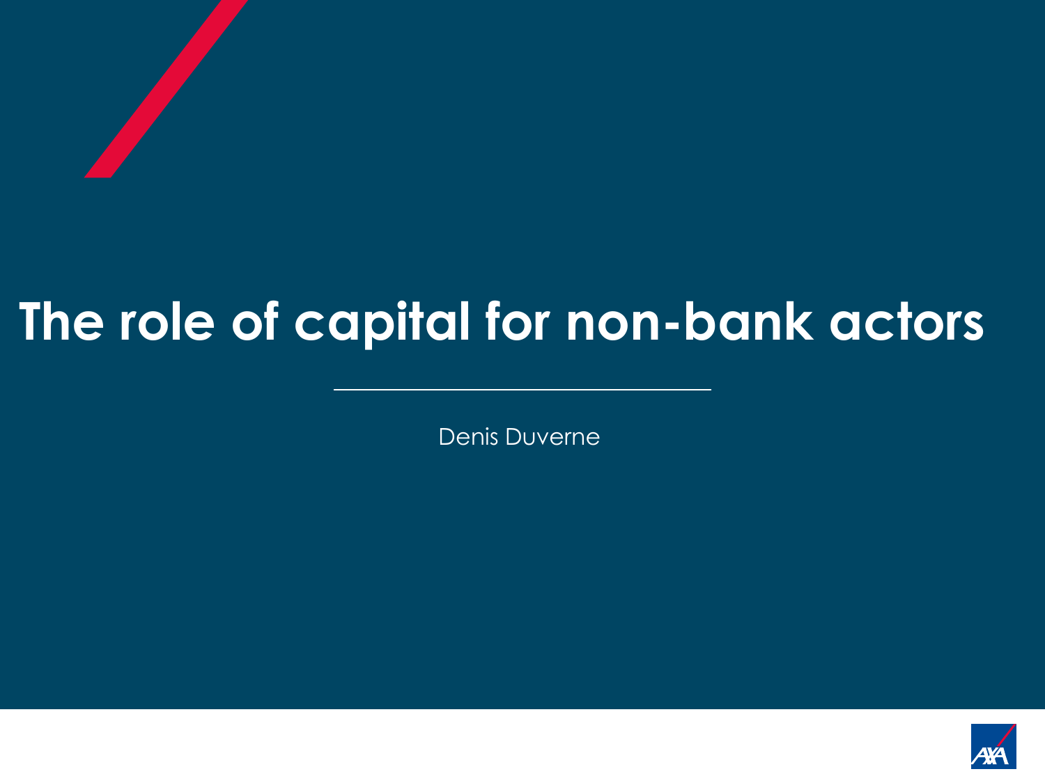# The role of capital for non-bank actors

Denis Duverne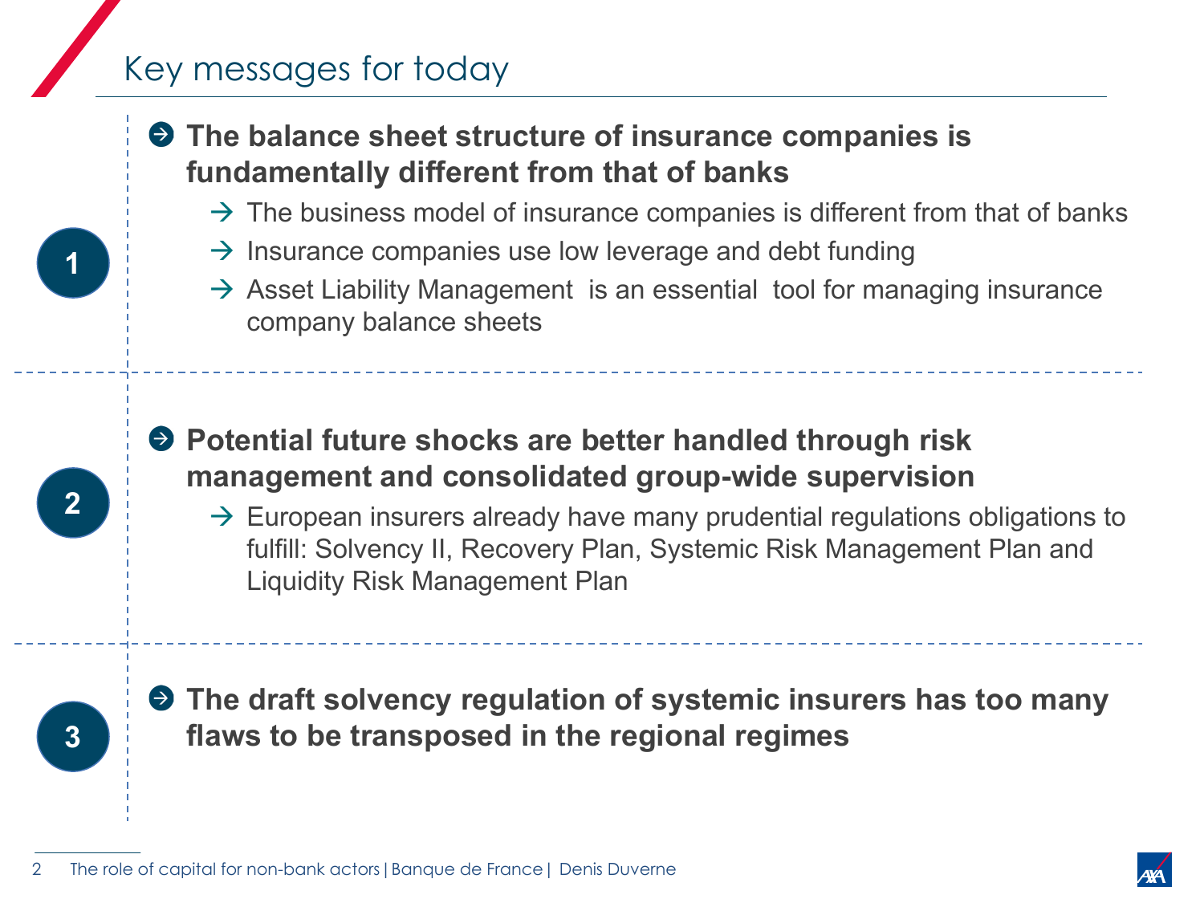# Key messages for today

**1**

- **The balance sheet structure of insurance companies is fundamentally different from that of banks**
  - → The business model of insurance companies is different from that of banks
  - → Insurance companies use low leverage and debt funding
  - → Asset Liability Management is an essential tool for managing insurance company balance sheets

**2**

- **Potential future shocks are better handled through risk management and consolidated group-wide supervision**
  - → European insurers already have many prudential regulations obligations to fulfill: Solvency II, Recovery Plan, Systemic Risk Management Plan and Liquidity Risk Management Plan

**3**

- **The draft solvency regulation of systemic insurers has too many flaws to be transposed in the regional regimes**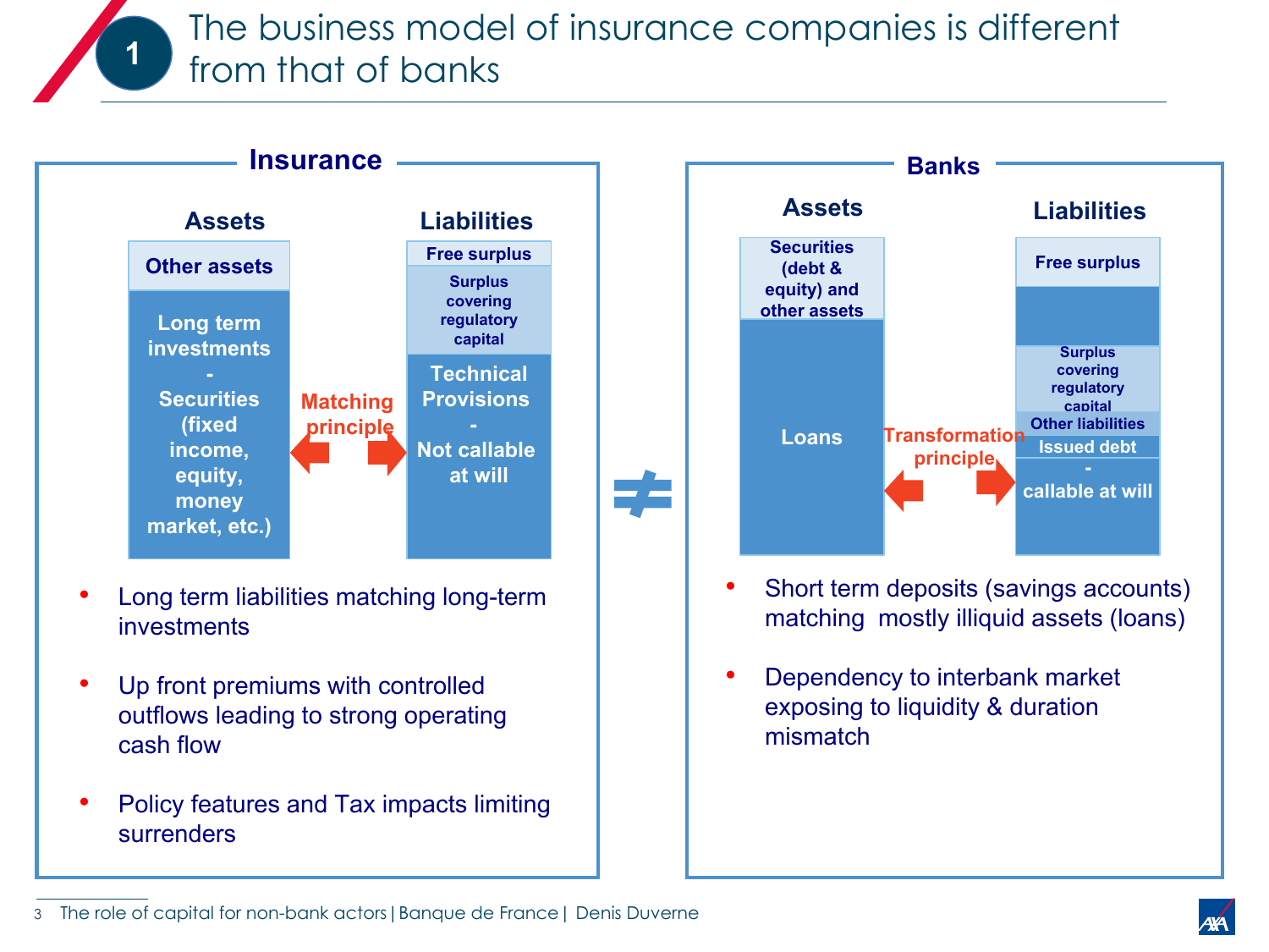# 1 The business model of insurance companies is different from that of banks

## Insurance

**Assets**

- Other assets
- Long term investments - Securities (fixed income, equity, money market, etc.)

**Matching principle**

**Liabilities**

- Free surplus
- Surplus covering regulatory capital
- Technical Provisions - Not callable at will

- Long term liabilities matching long-term investments
- Up front premiums with controlled outflows leading to strong operating cash flow
- Policy features and Tax impacts limiting surrenders

≠

## Banks

**Assets**

- Securities (debt & equity) and other assets
- Loans

**Transformation principle**

**Liabilities**

- Free surplus
- Surplus covering regulatory capital
- Other liabilities
- Issued debt
- - callable at will

- Short term deposits (savings accounts) matching mostly illiquid assets (loans)
- Dependency to interbank market exposing to liquidity & duration mismatch

The role of capital for non-bank actors | Banque de France | Denis Duverne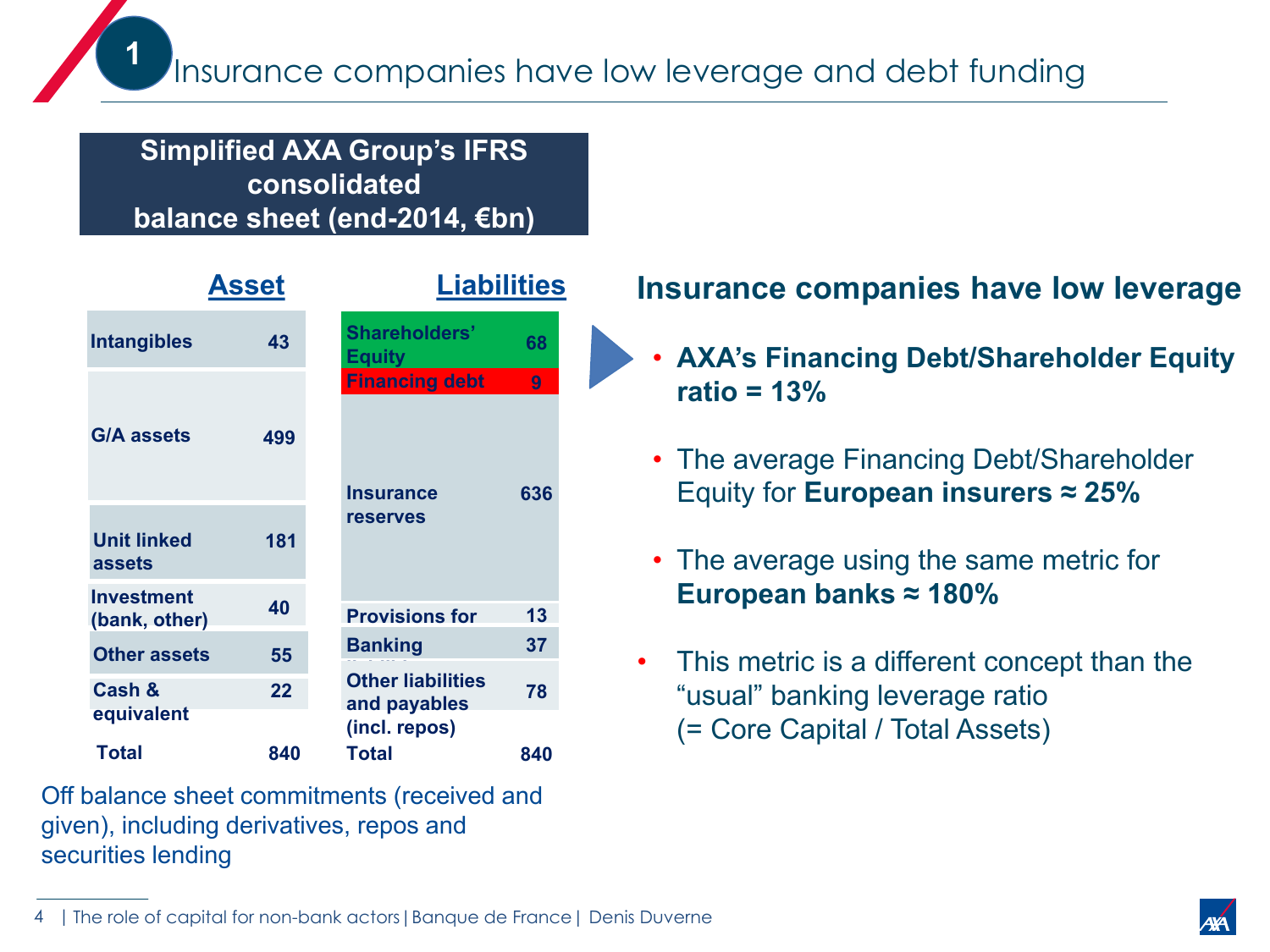# 1 Insurance companies have low leverage and debt funding

**Simplified AXA Group's IFRS consolidated balance sheet (end-2014, €bn)**

| Asset | | Liabilities | |
|---|---|---|---|
| Intangibles | 43 | Shareholders' Equity | 68 |
| G/A assets | 499 | Financing debt | 9 |
| Unit linked assets | 181 | Insurance reserves | 636 |
| Investment (bank, other) | 40 | Provisions for | 13 |
| Other assets | 55 | Banking | 37 |
| Cash & equivalent | 22 | Other liabilities and payables (incl. repos) | 78 |
| **Total** | **840** | **Total** | **840** |

Off balance sheet commitments (received and given), including derivatives, repos and securities lending

## Insurance companies have low leverage

- **AXA's Financing Debt/Shareholder Equity ratio = 13%**
- The average Financing Debt/Shareholder Equity for **European insurers ≈ 25%**
- The average using the same metric for **European banks ≈ 180%**
- This metric is a different concept than the "usual" banking leverage ratio (= Core Capital / Total Assets)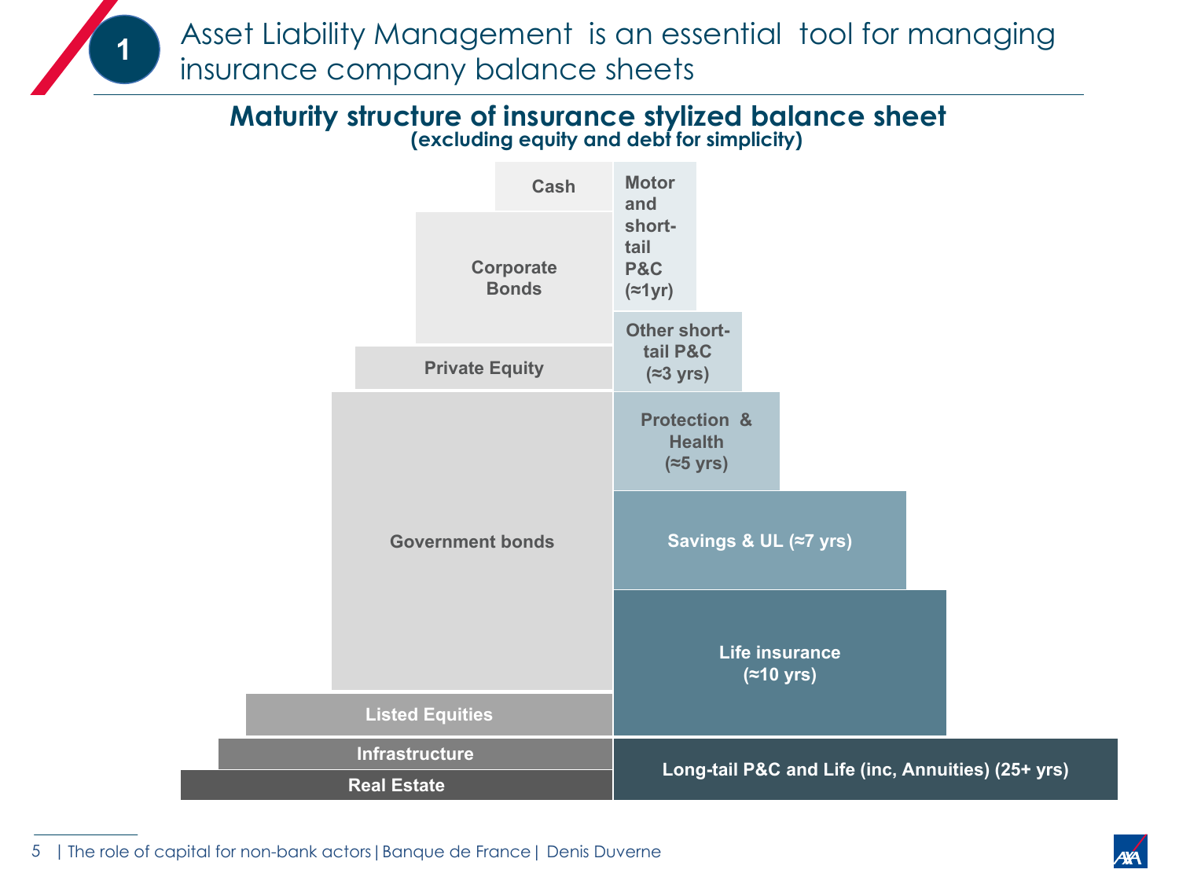# 1 Asset Liability Management is an essential tool for managing insurance company balance sheets

## Maturity structure of insurance stylized balance sheet

**(excluding equity and debt for simplicity)**

| Assets | Liabilities |
|---|---|
| Cash | Motor and short-tail P&C (≈1yr) |
| Corporate Bonds | Other short-tail P&C (≈3 yrs) |
| Private Equity | Protection & Health (≈5 yrs) |
| Government bonds | Savings & UL (≈7 yrs) |
| | Life insurance (≈10 yrs) |
| Listed Equities | |
| Infrastructure | Long-tail P&C and Life (inc, Annuities) (25+ yrs) |
| Real Estate | |

| The role of capital for non-bank actors | Banque de France | Denis Duverne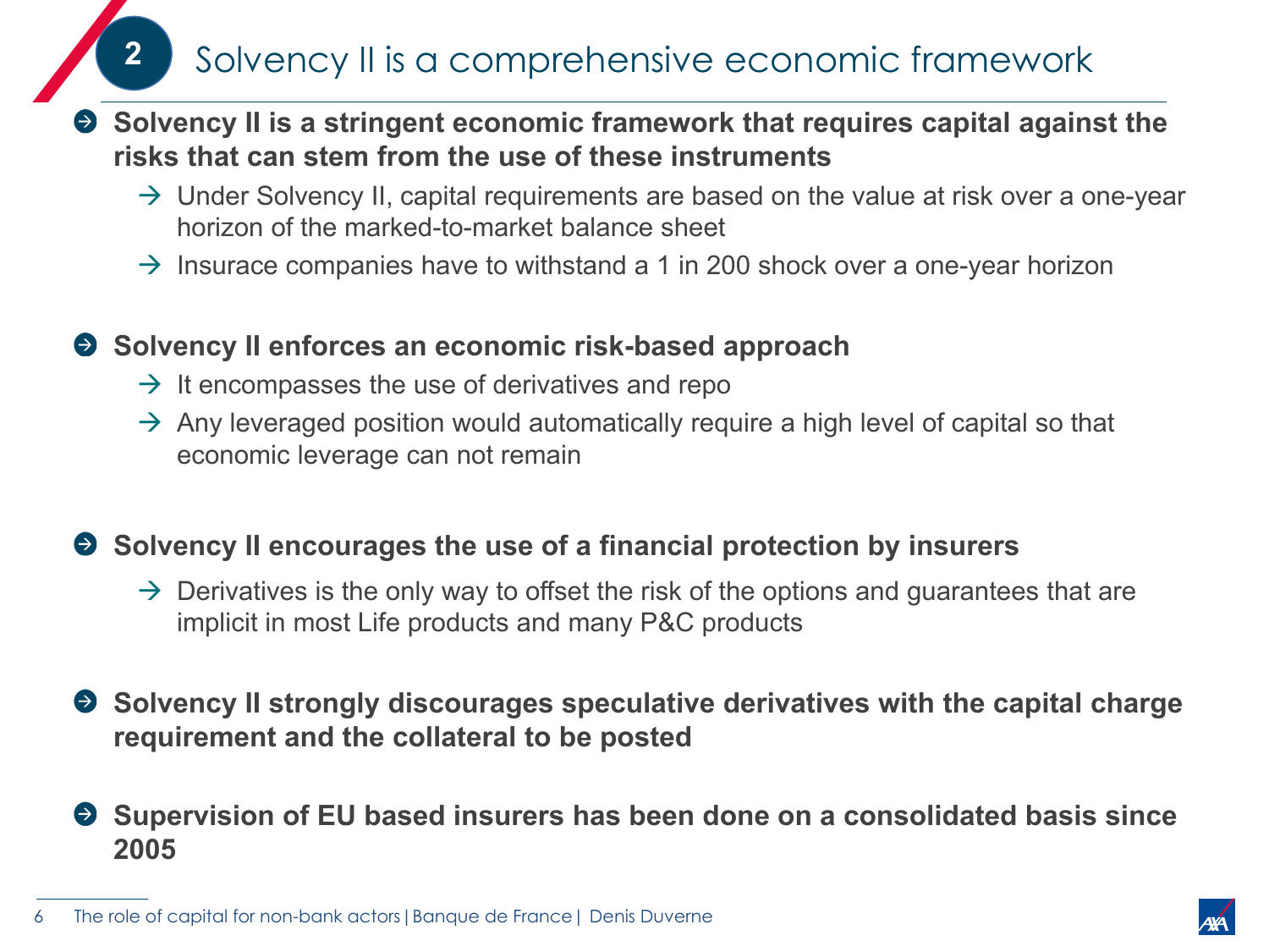# 2 Solvency II is a comprehensive economic framework

- **Solvency II is a stringent economic framework that requires capital against the risks that can stem from the use of these instruments**
  - → Under Solvency II, capital requirements are based on the value at risk over a one-year horizon of the marked-to-market balance sheet
  - → Insurace companies have to withstand a 1 in 200 shock over a one-year horizon

- **Solvency II enforces an economic risk-based approach**
  - → It encompasses the use of derivatives and repo
  - → Any leveraged position would automatically require a high level of capital so that economic leverage can not remain

- **Solvency II encourages the use of a financial protection by insurers**
  - → Derivatives is the only way to offset the risk of the options and guarantees that are implicit in most Life products and many P&C products

- **Solvency II strongly discourages speculative derivatives with the capital charge requirement and the collateral to be posted**

- **Supervision of EU based insurers has been done on a consolidated basis since 2005**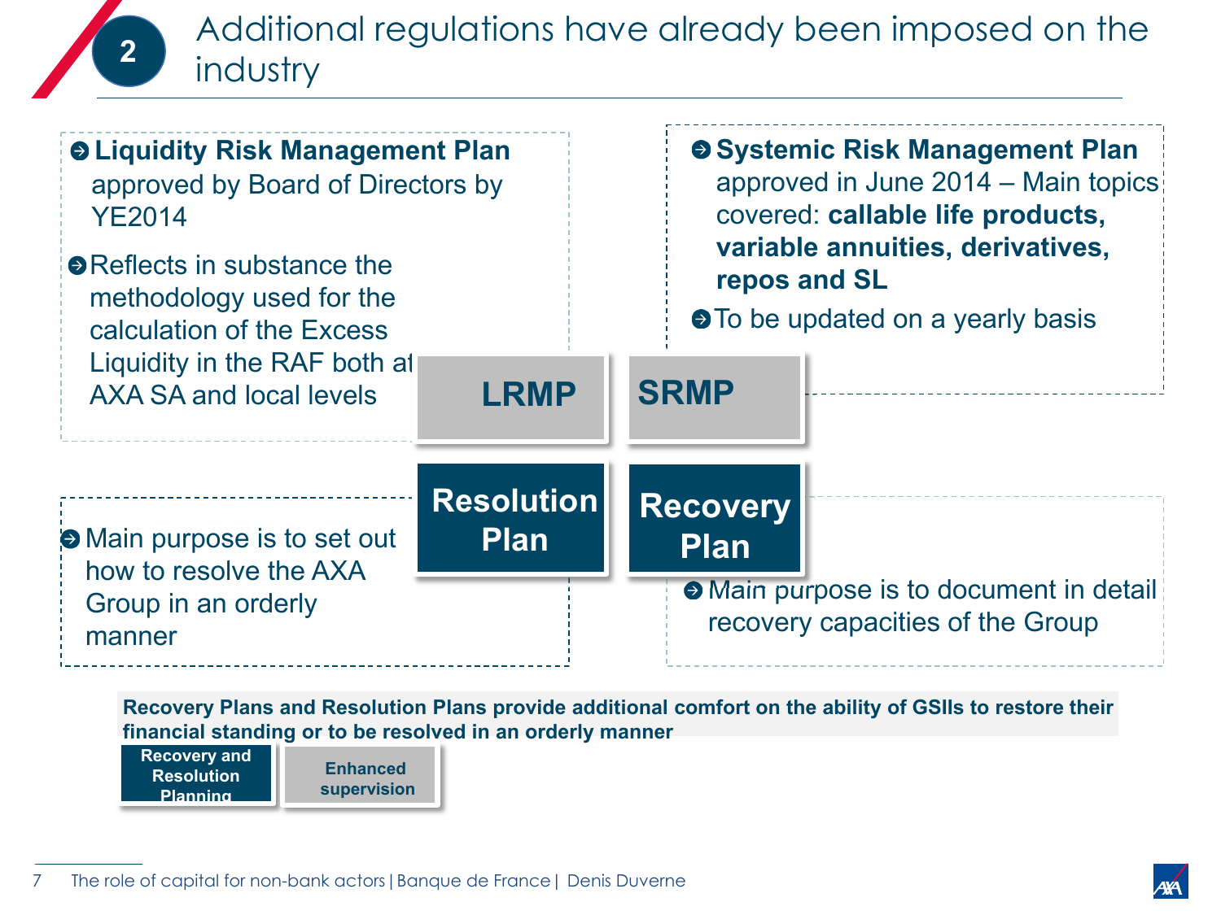# 2 Additional regulations have already been imposed on the industry

## LRMP

- **Liquidity Risk Management Plan** approved by Board of Directors by YE2014
- Reflects in substance the methodology used for the calculation of the Excess Liquidity in the RAF both at AXA SA and local levels

## SRMP

- **Systemic Risk Management Plan** approved in June 2014 – Main topics covered: **callable life products, variable annuities, derivatives, repos and SL**
- To be updated on a yearly basis

## Resolution Plan

- Main purpose is to set out how to resolve the AXA Group in an orderly manner

## Recovery Plan

- Main purpose is to document in detail recovery capacities of the Group

**Recovery Plans and Resolution Plans provide additional comfort on the ability of GSIIs to restore their financial standing or to be resolved in an orderly manner**

**Recovery and Resolution Planning** | **Enhanced supervision**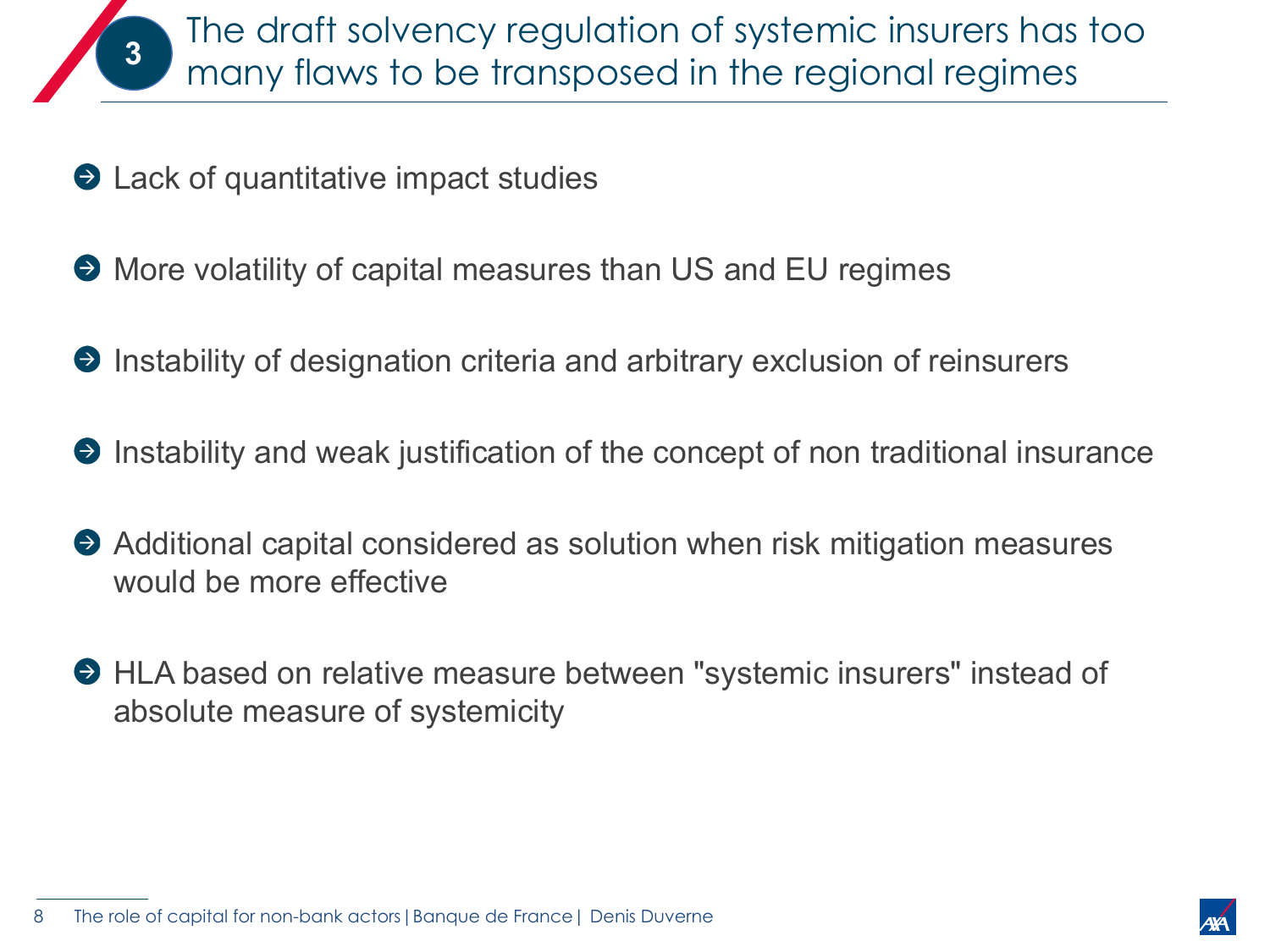## 3 The draft solvency regulation of systemic insurers has too many flaws to be transposed in the regional regimes

- Lack of quantitative impact studies
- More volatility of capital measures than US and EU regimes
- Instability of designation criteria and arbitrary exclusion of reinsurers
- Instability and weak justification of the concept of non traditional insurance
- Additional capital considered as solution when risk mitigation measures would be more effective
- HLA based on relative measure between "systemic insurers" instead of absolute measure of systemicity